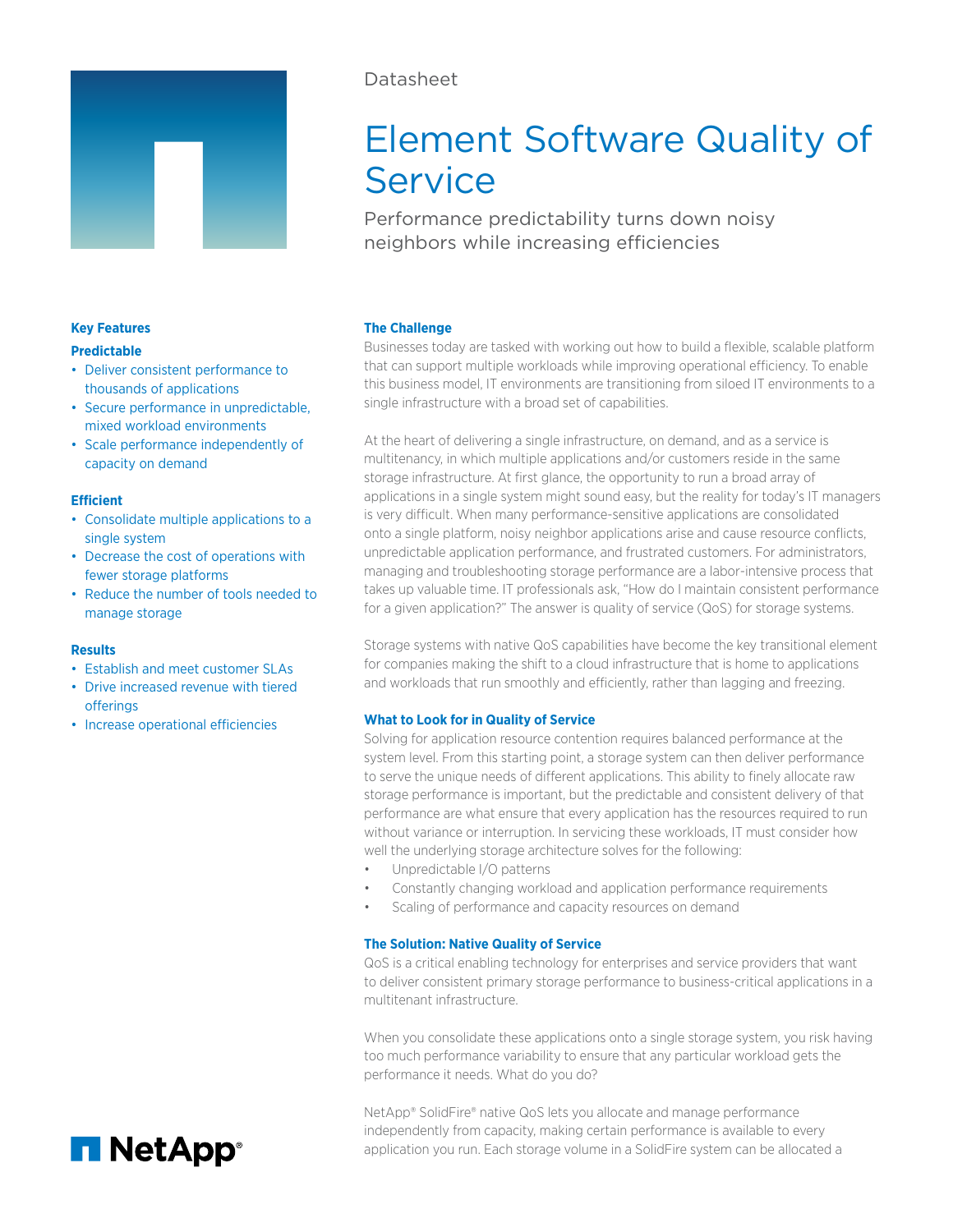Datasheet

# Element Software Quality of Service

Performance predictability turns down noisy neighbors while increasing efficiencies

## Key Features

### Predictable

- Deliver consistent performance to thousands of applications
- Secure performance in unpredictable, mixed workload environments
- Scale performance independently of capacity on demand

### Efficient

- Consolidate multiple applications to a single system
- Decrease the cost of operations with fewer storage platforms
- Reduce the number of tools needed to manage storage

### Results

- Establish and meet customer SLAs
- Drive increased revenue with tiered offerings
- Increase operational efficiencies

## The Challenge

Businesses today are tasked with working out how to build a flexible, scalable platform that can support multiple workloads while improving operational efficiency. To enable this business model, IT environments are transitioning from siloed IT environments to a single infrastructure with a broad set of capabilities.

At the heart of delivering a single infrastructure, on demand, and as a service is multitenancy, in which multiple applications and/or customers reside in the same storage infrastructure. At first glance, the opportunity to run a broad array of applications in a single system might sound easy, but the reality for today's IT managers is very difficult. When many performance-sensitive applications are consolidated onto a single platform, noisy neighbor applications arise and cause resource conflicts, unpredictable application performance, and frustrated customers. For administrators, managing and troubleshooting storage performance are a labor-intensive process that takes up valuable time. IT professionals ask, "How do I maintain consistent performance for a given application?" The answer is quality of service (QoS) for storage systems.

Storage systems with native QoS capabilities have become the key transitional element for companies making the shift to a cloud infrastructure that is home to applications and workloads that run smoothly and efficiently, rather than lagging and freezing.

## What to Look for in Quality of Service

Solving for application resource contention requires balanced performance at the system level. From this starting point, a storage system can then deliver performance to serve the unique needs of different applications. This ability to finely allocate raw storage performance is important, but the predictable and consistent delivery of that performance are what ensure that every application has the resources required to run without variance or interruption. In servicing these workloads, IT must consider how well the underlying storage architecture solves for the following:

- Unpredictable I/O patterns
- Constantly changing workload and application performance requirements
- Scaling of performance and capacity resources on demand

## The Solution: Native Quality of Service

QoS is a critical enabling technology for enterprises and service providers that want to deliver consistent primary storage performance to business-critical applications in a multitenant infrastructure.

When you consolidate these applications onto a single storage system, you risk having too much performance variability to ensure that any particular workload gets the performance it needs. What do you do?

NetApp® SolidFire® native QoS lets you allocate and manage performance independently from capacity, making certain performance is available to every application you run. Each storage volume in a SolidFire system can be allocated a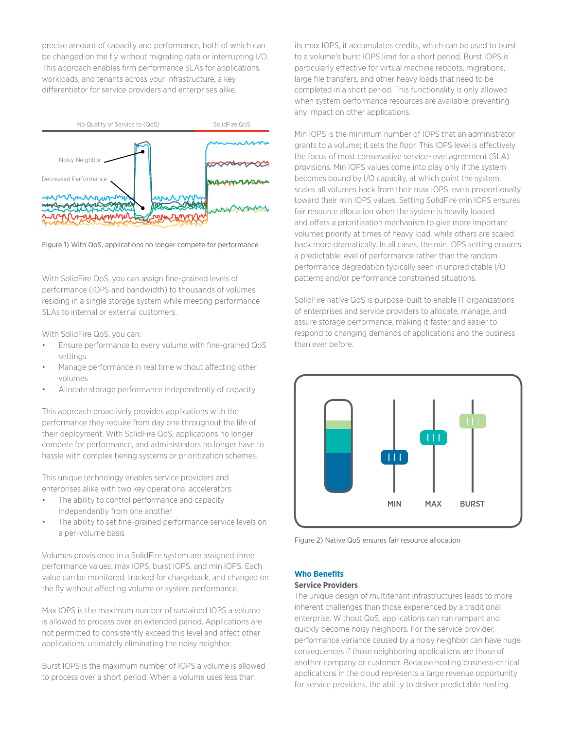precise amount of capacity and performance, both of which can be changed on the fly without migrating data or interrupting I/O. This approach enables firm performance SLAs for applications, workloads, and tenants across your infrastructure, a key differentiator for service providers and enterprises alike.

Figure 1) With QoS, applications no longer compete for performance

With SolidFire QoS, you can assign fine-grained levels of performance (IOPS and bandwidth) to thousands of volumes residing in a single storage system while meeting performance SLAs to internal or external customers.

With SolidFire QoS, you can:

- Ensure performance to every volume with fine-grained QoS settings
- Manage performance in real time without affecting other volumes
- Allocate storage performance independently of capacity

This approach proactively provides applications with the performance they require from day one throughout the life of their deployment. With SolidFire QoS, applications no longer compete for performance, and administrators no longer have to hassle with complex tiering systems or prioritization schemes.

This unique technology enables service providers and enterprises alike with two key operational accelerators:

- The ability to control performance and capacity independently from one another
- The ability to set fine-grained performance service levels on a per-volume basis

Volumes provisioned in a SolidFire system are assigned three performance values: max IOPS, burst IOPS, and min IOPS. Each value can be monitored, tracked for chargeback, and changed on the fly without affecting volume or system performance.

Max IOPS is the maximum number of sustained IOPS a volume is allowed to process over an extended period. Applications are not permitted to consistently exceed this level and affect other applications, ultimately eliminating the noisy neighbor.

Burst IOPS is the maximum number of IOPS a volume is allowed to process over a short period. When a volume uses less than its max IOPS, it accumulates credits, which can be used to burst to a volume's burst IOPS limit for a short period. Burst IOPS is particularly effective for virtual machine reboots, migrations, large file transfers, and other heavy loads that need to be completed in a short period. This functionality is only allowed when system performance resources are available, preventing any impact on other applications.

Min IOPS is the minimum number of IOPS that an administrator grants to a volume; it sets the floor. This IOPS level is effectively the focus of most conservative service-level agreement (SLA) provisions. Min IOPS values come into play only if the system becomes bound by I/O capacity, at which point the system scales all volumes back from their max IOPS levels proportionally toward their min IOPS values. Setting SolidFire min IOPS ensures fair resource allocation when the system is heavily loaded and offers a prioritization mechanism to give more important volumes priority at times of heavy load, while others are scaled back more dramatically. In all cases, the min IOPS setting ensures a predictable level of performance rather than the random performance degradation typically seen in unpredictable I/O patterns and/or performance constrained situations.

SolidFire native QoS is purpose-built to enable IT organizations of enterprises and service providers to allocate, manage, and assure storage performance, making it faster and easier to respond to changing demands of applications and the business than ever before.

Figure 2) Native QoS ensures fair resource allocation

## Who Benefits

### Service Providers

The unique design of multitenant infrastructures leads to more inherent challenges than those experienced by a traditional enterprise. Without QoS, applications can run rampant and quickly become noisy neighbors. For the service provider, performance variance caused by a noisy neighbor can have huge consequences if those neighboring applications are those of another company or customer. Because hosting business-critical applications in the cloud represents a large revenue opportunity for service providers, the ability to deliver predictable hosting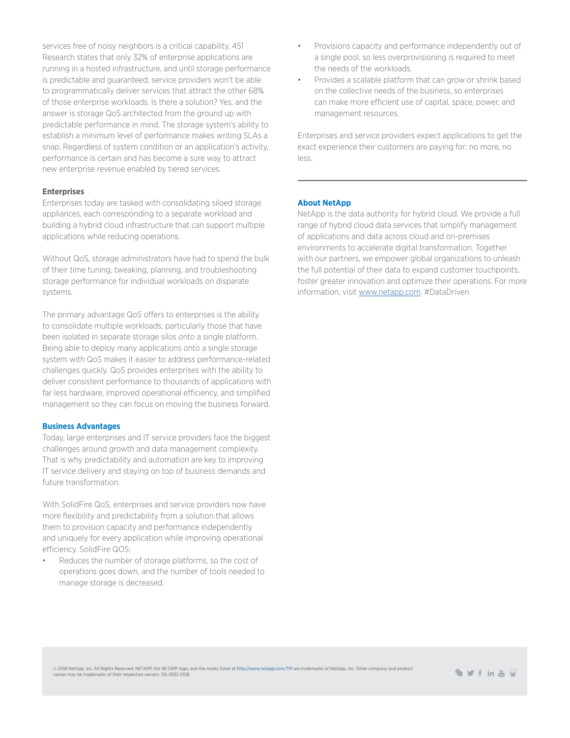services free of noisy neighbors is a critical capability. 451 Research states that only 32% of enterprise applications are running in a hosted infrastructure, and until storage performance is predictable and guaranteed, service providers won't be able to programmatically deliver services that attract the other 68% of those enterprise workloads. Is there a solution? Yes, and the answer is storage QoS architected from the ground up with predictable performance in mind. The storage system's ability to establish a minimum level of performance makes writing SLAs a snap. Regardless of system condition or an application's activity, performance is certain and has become a sure way to attract new enterprise revenue enabled by tiered services.

**Enterprises**

Enterprises today are tasked with consolidating siloed storage appliances, each corresponding to a separate workload and building a hybrid cloud infrastructure that can support multiple applications while reducing operations.

Without QoS, storage administrators have had to spend the bulk of their time tuning, tweaking, planning, and troubleshooting storage performance for individual workloads on disparate systems.

The primary advantage QoS offers to enterprises is the ability to consolidate multiple workloads, particularly those that have been isolated in separate storage silos onto a single platform. Being able to deploy many applications onto a single storage system with QoS makes it easier to address performance-related challenges quickly. QoS provides enterprises with the ability to deliver consistent performance to thousands of applications with far less hardware, improved operational efficiency, and simplified management so they can focus on moving the business forward.

## Business Advantages

Today, large enterprises and IT service providers face the biggest challenges around growth and data management complexity. That is why predictability and automation are key to improving IT service delivery and staying on top of business demands and future transformation.

With SolidFire QoS, enterprises and service providers now have more flexibility and predictability from a solution that allows them to provision capacity and performance independently and uniquely for every application while improving operational efficiency. SolidFire QOS:

- Reduces the number of storage platforms, so the cost of operations goes down, and the number of tools needed to manage storage is decreased.
- Provisions capacity and performance independently out of a single pool, so less overprovisioning is required to meet the needs of the workloads.
- Provides a scalable platform that can grow or shrink based on the collective needs of the business, so enterprises can make more efficient use of capital, space, power, and management resources.

Enterprises and service providers expect applications to get the exact experience their customers are paying for: no more, no less.

---

## About NetApp

NetApp is the data authority for hybrid cloud. We provide a full range of hybrid cloud data services that simplify management of applications and data across cloud and on-premises environments to accelerate digital transformation. Together with our partners, we empower global organizations to unleash the full potential of their data to expand customer touchpoints, foster greater innovation and optimize their operations. For more information, visit www.netapp.com. #DataDriven

© 2018 NetApp, Inc. All Rights Reserved. NETAPP, the NETAPP logo, and the marks listed at http://www.netapp.com/TM are trademarks of NetApp, Inc. Other company and product names may be trademarks of their respective owners. DS-3932-0518